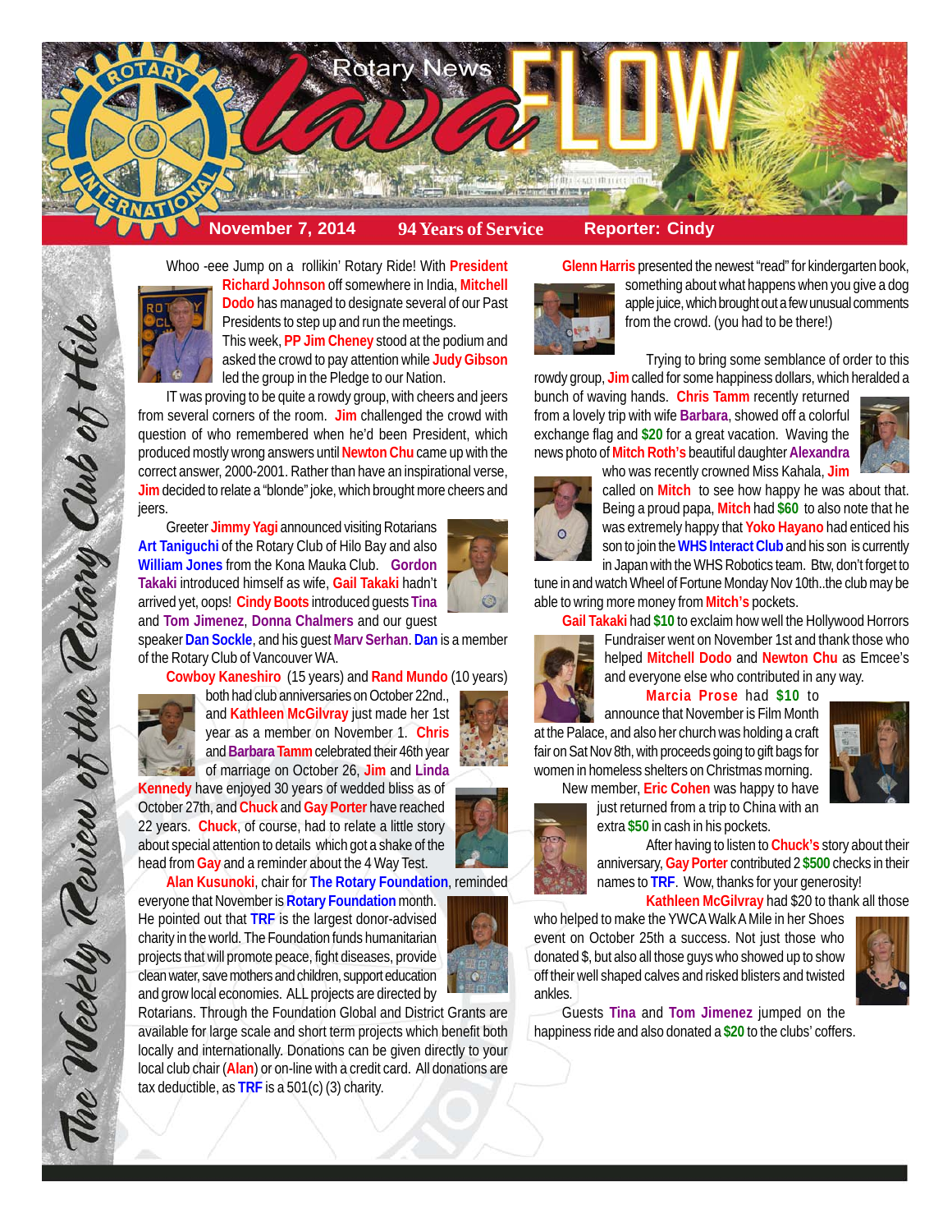# Rotary News lava FLOW

**November 7, 2014** | **94 Years of Service** | **Reporter: Cindy**

*The Weekly Review of the Rotary Club of Hilo*

Whoo -eee Jump on a rollikin' Rotary Ride! With President Richard Johnson off somewhere in India, Mitchell Dodo has managed to designate several of our Past Presidents to step up and run the meetings. This week, PP Jim Cheney stood at the podium and asked the crowd to pay attention while Judy Gibson led the group in the Pledge to our Nation.

IT was proving to be quite a rowdy group, with cheers and jeers from several corners of the room. Jim challenged the crowd with question of who remembered when he'd been President, which produced mostly wrong answers until Newton Chu came up with the correct answer, 2000-2001. Rather than have an inspirational verse, Jim decided to relate a "blonde" joke, which brought more cheers and jeers.

Greeter Jimmy Yagi announced visiting Rotarians Art Taniguchi of the Rotary Club of Hilo Bay and also William Jones from the Kona Mauka Club. Gordon Takaki introduced himself as wife, Gail Takaki hadn't arrived yet, oops! Cindy Boots introduced guests Tina and Tom Jimenez, Donna Chalmers and our guest speaker Dan Sockle, and his guest Marv Serhan. Dan is a member of the Rotary Club of Vancouver WA.

Cowboy Kaneshiro (15 years) and Rand Mundo (10 years) both had club anniversaries on October 22nd., and Kathleen McGilvray just made her 1st year as a member on November 1. Chris and Barbara Tamm celebrated their 46th year of marriage on October 26, Jim and Linda Kennedy have enjoyed 30 years of wedded bliss as of October 27th, and Chuck and Gay Porter have reached 22 years. Chuck, of course, had to relate a little story about special attention to details which got a shake of the head from Gay and a reminder about the 4 Way Test.

Alan Kusunoki, chair for The Rotary Foundation, reminded everyone that November is Rotary Foundation month. He pointed out that TRF is the largest donor-advised charity in the world. The Foundation funds humanitarian projects that will promote peace, fight diseases, provide clean water, save mothers and children, support education and grow local economies. ALL projects are directed by Rotarians. Through the Foundation Global and District Grants are available for large scale and short term projects which benefit both locally and internationally. Donations can be given directly to your local club chair (Alan) or on-line with a credit card. All donations are tax deductible, as TRF is a 501(c) (3) charity.

Glenn Harris presented the newest "read" for kindergarten book, something about what happens when you give a dog apple juice, which brought out a few unusual comments from the crowd. (you had to be there!)

Trying to bring some semblance of order to this rowdy group, Jim called for some happiness dollars, which heralded a bunch of waving hands. Chris Tamm recently returned from a lovely trip with wife Barbara, showed off a colorful exchange flag and $20 for a great vacation. Waving the news photo of Mitch Roth's beautiful daughter Alexandra who was recently crowned Miss Kahala, Jim called on Mitch to see how happy he was about that. Being a proud papa, Mitch had $60 to also note that he was extremely happy that Yoko Hayano had enticed his son to join the WHS Interact Club and his son is currently in Japan with the WHS Robotics team. Btw, don't forget to tune in and watch Wheel of Fortune Monday Nov 10th..the club may be able to wring more money from Mitch's pockets.

Gail Takaki had $10 to exclaim how well the Hollywood Horrors Fundraiser went on November 1st and thank those who helped Mitchell Dodo and Newton Chu as Emcee's and everyone else who contributed in any way.

Marcia Prose had $10 to announce that November is Film Month at the Palace, and also her church was holding a craft fair on Sat Nov 8th, with proceeds going to gift bags for women in homeless shelters on Christmas morning.

New member, Eric Cohen was happy to have just returned from a trip to China with an extra $50 in cash in his pockets.

After having to listen to Chuck's story about their anniversary, Gay Porter contributed 2 $500 checks in their names to TRF. Wow, thanks for your generosity!

Kathleen McGilvray had $20 to thank all those who helped to make the YWCA Walk A Mile in her Shoes event on October 25th a success. Not just those who donated $, but also all those guys who showed up to show off their well shaped calves and risked blisters and twisted ankles.

Guests Tina and Tom Jimenez jumped on the happiness ride and also donated a $20 to the clubs' coffers.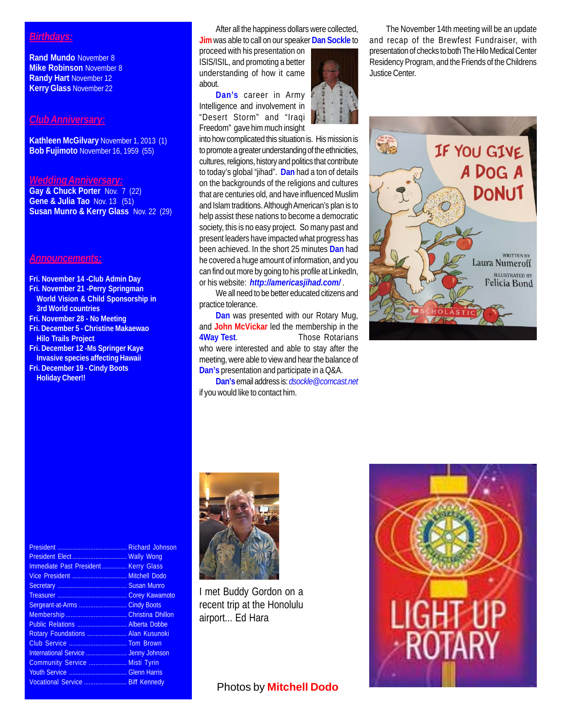## *Birthdays:*

**Rand Mundo** November 8
**Mike Robinson** November 8
**Randy Hart** November 12
**Kerry Glass** November 22

## *Club Anniversary:*

**Kathleen McGilvary** November 1, 2013 (1)
**Bob Fujimoto** November 16, 1959 (55)

## *Wedding Anniversary:*

**Gay & Chuck Porter** Nov. 7 (22)
**Gene & Julia Tao** Nov. 13 (51)
**Susan Munro & Kerry Glass** Nov. 22 (29)

## *Announcements:*

**Fri. November 14 -Club Admin Day**
**Fri. November 21 -Perry Springman World Vision & Child Sponsorship in 3rd World countries**
**Fri. November 28 - No Meeting**
**Fri. December 5 - Christine Makaewao Hilo Trails Project**
**Fri. December 12 -Ms Springer Kaye Invasive species affecting Hawaii**
**Fri. December 19 - Cindy Boots Holiday Cheer!!**

President .......... Richard Johnson
President Elect .......... Wally Wong
Immediate Past President .......... Kerry Glass
Vice President .......... Mitchell Dodo
Secretary .......... Susan Munro
Treasurer .......... Corey Kawamoto
Sergeant-at-Arms .......... Cindy Boots
Membership .......... Christina Dhillon
Public Relations .......... Alberta Dobbe
Rotary Foundations .......... Alan Kusunoki
Club Service .......... Tom Brown
International Service .......... Jenny Johnson
Community Service .......... Misti Tyrin
Youth Service .......... Glenn Harris
Vocational Service .......... Biff Kennedy

After all the happiness dollars were collected, **Jim** was able to call on our speaker **Dan Sockle** to proceed with his presentation on ISIS/ISIL, and promoting a better understanding of how it came about.

**Dan's** career in Army Intelligence and involvement in "Desert Storm" and "Iraqi Freedom" gave him much insight into how complicated this situation is. His mission is to promote a greater understanding of the ethnicities, cultures, religions, history and politics that contribute to today's global "jihad". **Dan** had a ton of details on the backgrounds of the religions and cultures that are centuries old, and have influenced Muslim and Islam traditions. Although American's plan is to help assist these nations to become a democratic society, this is no easy project. So many past and present leaders have impacted what progress has been achieved. In the short 25 minutes **Dan** had he covered a huge amount of information, and you can find out more by going to his profile at LinkedIn, or his website: ***http://americasjihad.com/*** .

We all need to be better educated citizens and practice tolerance.

**Dan** was presented with our Rotary Mug, and **John McVickar** led the membership in the **4Way Test**. Those Rotarians who were interested and able to stay after the meeting, were able to view and hear the balance of **Dan's** presentation and participate in a Q&A.

**Dan's** email address is: *dsockle@comcast.net* if you would like to contact him.

The November 14th meeting will be an update and recap of the Brewfest Fundraiser, with presentation of checks to both The Hilo Medical Center Residency Program, and the Friends of the Childrens Justice Center.

I met Buddy Gordon on a recent trip at the Honolulu airport... Ed Hara

Photos by **Mitchell Dodo**